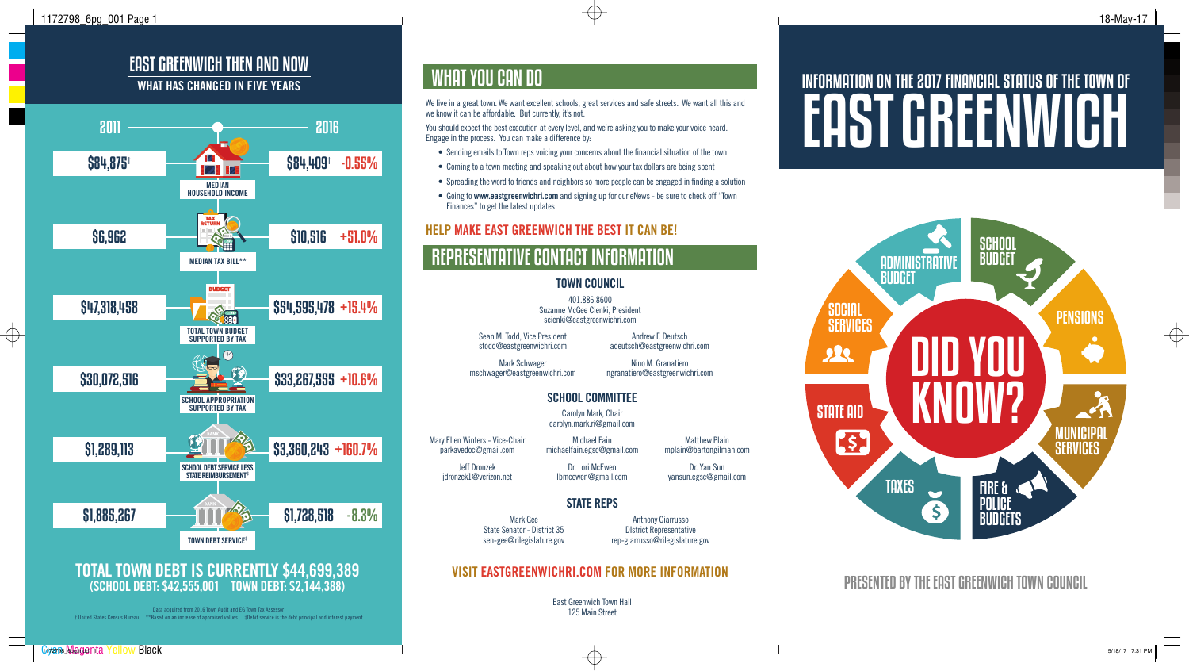# EAST GREENWICH THEN AND NOW

## WHAT HAS CHANGED IN FIVE YEARS

| | 2011 | 2016 | Change |
|---|---|---|---|
| MEDIAN HOUSEHOLD INCOME | $84,875† | $84,409† | -0.55% |
| MEDIAN TAX BILL** | $6,962 | $10,516 | +51.0% |
| TOTAL TOWN BUDGET SUPPORTED BY TAX | $47,318,458 | $54,595,478 | +15.4% |
| SCHOOL APPROPRIATION SUPPORTED BY TAX | $30,072,516 | $33,267,555 | +10.6% |
| SCHOOL DEBT SERVICE LESS STATE REIMBURSEMENT‡ | $1,289,113 | $3,360,243 | +160.7% |
| TOWN DEBT SERVICE‡ | $1,885,267 | $1,728,518 | -8.3% |

## TOTAL TOWN DEBT IS CURRENTLY $44,699,389

**(SCHOOL DEBT: $42,555,001 TOWN DEBT: $2,144,388)**

Data acquired from 2016 Town Audit and EG Town Tax Assessor

† United States Census Bureau **Based on an increase of appraised values ‡Debt service is the debt principal and interest payment

# WHAT YOU CAN DO

We live in a great town. We want excellent schools, great services and safe streets. We want all this and we know it can be affordable. But currently, it's not.

You should expect the best execution at every level, and we're asking you to make your voice heard. Engage in the process. You can make a difference by:

- Sending emails to Town reps voicing your concerns about the financial situation of the town
- Coming to a town meeting and speaking out about how your tax dollars are being spent
- Spreading the word to friends and neighbors so more people can be engaged in finding a solution
- Going to **www.eastgreenwichri.com** and signing up for our eNews - be sure to check off "Town Finances" to get the latest updates

## HELP MAKE EAST GREENWICH THE BEST IT CAN BE!

# REPRESENTATIVE CONTACT INFORMATION

### TOWN COUNCIL

401.886.8600
Suzanne McGee Cienki, President
scienki@eastgreenwichri.com

Sean M. Todd, Vice President
stodd@eastgreenwichri.com

Andrew F. Deutsch
adeutsch@eastgreenwichri.com

Mark Schwager
mschwager@eastgreenwichri.com

Nino M. Granatiero
ngranatiero@eastgreenwichri.com

### SCHOOL COMMITTEE

Carolyn Mark, Chair
carolyn.mark.ri@gmail.com

Mary Ellen Winters - Vice-Chair
parkavedoc@gmail.com

Michael Fain
michaelfain.egsc@gmail.com

Matthew Plain
mplain@bartongilman.com

Jeff Dronzek
jdronzek1@verizon.net

Dr. Lori McEwen
lbmcewen@gmail.com

Dr. Yan Sun
yansun.egsc@gmail.com

### STATE REPS

Mark Gee
State Senator - District 35
sen-gee@rilegislature.gov

Anthony Giarrusso
DIstrict Representative
rep-giarrusso@rilegislature.gov

## VISIT EASTGREENWICHRI.COM FOR MORE INFORMATION

East Greenwich Town Hall
125 Main Street

# INFORMATION ON THE 2017 FINANCIAL STATUS OF THE TOWN OF EAST GREENWICH

## DID YOU KNOW?

- ADMINISTRATIVE BUDGET
- SCHOOL BUDGET
- PENSIONS
- MUNICIPAL SERVICES
- FIRE & POLICE BUDGETS
- TAXES
- STATE AID
- SOCIAL SERVICES

PRESENTED BY THE EAST GREENWICH TOWN COUNCIL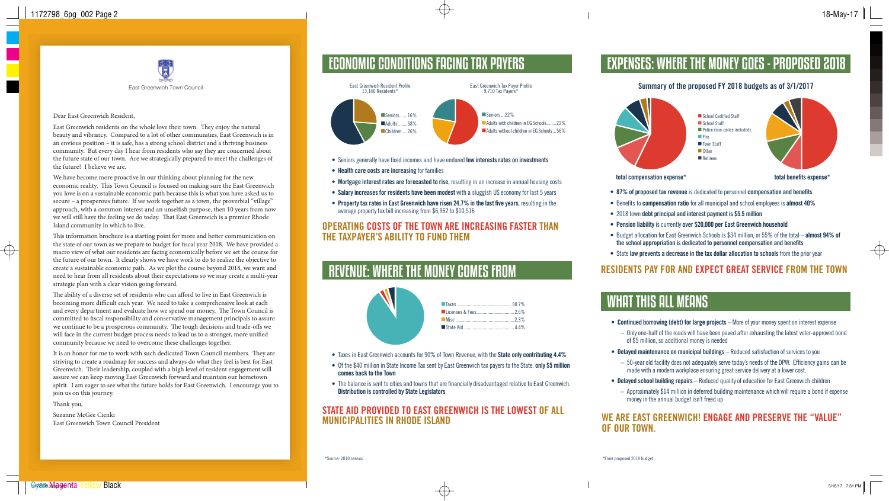East Greenwich Town Council

Dear East Greenwich Resident,

East Greenwich residents on the whole love their town. They enjoy the natural beauty and vibrancy. Compared to a lot of other communities, East Greenwich is in an envious position – it is safe, has a strong school district and a thriving business community. But every day I hear from residents who say they are concerned about the future state of our town. Are we strategically prepared to meet the challenges of the future? I believe we are.

We have become more proactive in our thinking about planning for the new economic reality. This Town Council is focused on making sure the East Greenwich you love is on a sustainable economic path because this is what you have asked us to secure – a prosperous future. If we work together as a town, the proverbial "village" approach, with a common interest and an unselfish purpose, then 10 years from now we will still have the feeling we do today. That East Greenwich is a premier Rhode Island community in which to live.

This information brochure is a starting point for more and better communication on the state of our town as we prepare to budget for fiscal year 2018. We have provided a macro view of what our residents are facing economically before we set the course for the future of our town. It clearly shows we have work to do to realize the objective to create a sustainable economic path. As we plot the course beyond 2018, we want and need to hear from all residents about their expectations so we may create a multi-year strategic plan with a clear vision going forward.

The ability of a diverse set of residents who can afford to live in East Greenwich is becoming more difficult each year. We need to take a comprehensive look at each and every department and evaluate how we spend our money. The Town Council is committed to fiscal responsibility and conservative management principals to assure we continue to be a prosperous community. The tough decisions and trade-offs we will face in the current budget process needs to lead us to a stronger, more unified community because we need to overcome these challenges together.

It is an honor for me to work with such dedicated Town Council members. They are striving to create a roadmap for success and always do what they feel is best for East Greenwich. Their leadership, coupled with a high level of resident engagement will assure we can keep moving East Greenwich forward and maintain our hometown spirit. I am eager to see what the future holds for East Greenwich. I encourage you to join us on this journey.

Thank you,

Suzanne McGee Cienki
East Greenwich Town Council President

# ECONOMIC CONDITIONS FACING TAX PAYERS

East Greenwich Resident Profile
13,146 Residents*

Seniors.......16%
Adults........58%
Children.....26%

East Greenwich Tax Payer Profile
9,710 Tax Payers*

Seniors....22%
Adults with children in EG Schools.........22%
Adults without children in EG Schools....56%

- Seniors generally have fixed incomes and have endured **low interests rates on investments**
- **Health care costs are increasing** for families
- **Mortgage interest rates are forecasted to rise,** resulting in an increase in annual housing costs
- **Salary increases for residents have been modest** with a sluggish US economy for last 5 years
- **Property tax rates in East Greenwich have risen 24.7% in the last five years**, resulting in the average property tax bill increasing from $6,962 to $10,516

## OPERATING COSTS OF THE TOWN ARE INCREASING FASTER THAN THE TAXPAYER'S ABILITY TO FUND THEM

# REVENUE: WHERE THE MONEY COMES FROM

Taxes....90.7%
Licenses & Fees....2.6%
Misc....2.3%
State Aid....4.4%

- Taxes in East Greenwich accounts for 90% of Town Revenue, with the **State only contributing 4.4%**
- Of the $40 million in State Income Tax sent by East Greenwich tax payers to the State, **only $5 million comes back to the Town**
- The balance is sent to cities and towns that are financially disadvantaged relative to East Greenwich. **Distribution is controlled by State Legislators**

## STATE AID PROVIDED TO EAST GREENWICH IS THE LOWEST OF ALL MUNICIPALITIES IN RHODE ISLAND

*Source: 2010 census

# EXPENSES: WHERE THE MONEY GOES - PROPOSED 2018

**Summary of the proposed FY 2018 budgets as of 3/1/2017**

School Certified Staff
School Staff
Police (non-police included)
Fire
Town Staff
Other
Retirees

total compensation expense*

total benefits expense*

- **87% of proposed tax revenue** is dedicated to personnel **compensation and benefits**
- Benefits to **compensation ratio** for all municipal and school employees is **almost 40%**
- 2018 town **debt principal and interest payment is $5.5 million**
- **Pension liability** is currently **over $20,000 per East Greenwich household**
- Budget allocation for East Greenwich Schools is $34 million, or 55% of the total – **almost 94% of the school appropriation is dedicated to personnel compensation and benefits**
- State **law prevents a decrease in the tax dollar allocation to schools** from the prior year

## RESIDENTS PAY FOR AND EXPECT GREAT SERVICE FROM THE TOWN

# WHAT THIS ALL MEANS

- **Continued borrowing (debt) for large projects** – More of your money spent on interest expense
  - Only one-half of the roads will have been paved after exhausting the latest voter-approved bond of $5 million, so additional money is needed
- **Delayed maintenance on municipal buildings** – Reduced satisfaction of services to you
  - 50-year old facility does not adequately serve today's needs of the DPW. Efficiency gains can be made with a modern workplace ensuring great service delivery at a lower cost.
- **Delayed school building repairs** – Reduced quality of education for East Greenwich children
  - Approximately $14 million in deferred building maintenance which will require a bond if expense money in the annual budget isn't freed up

## WE ARE EAST GREENWICH! ENGAGE AND PRESERVE THE "VALUE" OF OUR TOWN.

*From proposed 2018 budget